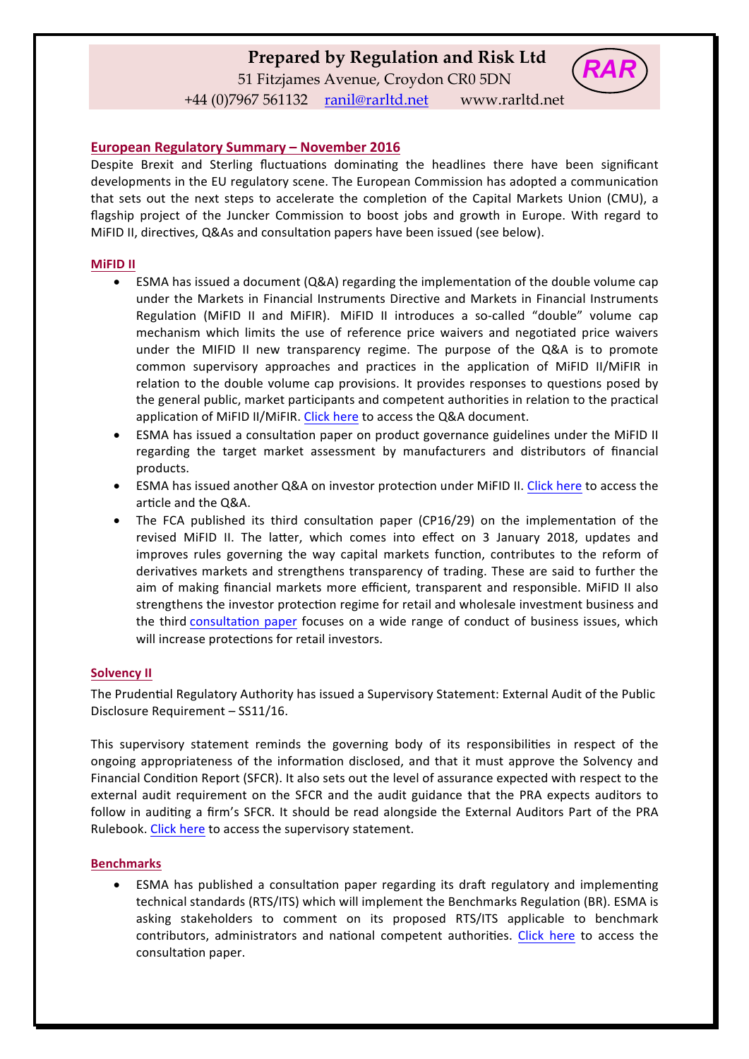**Prepared by Regulation and Risk Ltd**
51 Fitzjames Avenue, Croydon CR0 5DN
+44 (0)7967 561132 ranil@rarltd.net www.rarltd.net

RAR

## European Regulatory Summary – November 2016

Despite Brexit and Sterling fluctuations dominating the headlines there have been significant developments in the EU regulatory scene. The European Commission has adopted a communication that sets out the next steps to accelerate the completion of the Capital Markets Union (CMU), a flagship project of the Juncker Commission to boost jobs and growth in Europe. With regard to MiFID II, directives, Q&As and consultation papers have been issued (see below).

### MiFID II

- ESMA has issued a document (Q&A) regarding the implementation of the double volume cap under the Markets in Financial Instruments Directive and Markets in Financial Instruments Regulation (MiFID II and MiFIR). MiFID II introduces a so-called "double" volume cap mechanism which limits the use of reference price waivers and negotiated price waivers under the MIFID II new transparency regime. The purpose of the Q&A is to promote common supervisory approaches and practices in the application of MiFID II/MiFIR in relation to the double volume cap provisions. It provides responses to questions posed by the general public, market participants and competent authorities in relation to the practical application of MiFID II/MiFIR. Click here to access the Q&A document.
- ESMA has issued a consultation paper on product governance guidelines under the MiFID II regarding the target market assessment by manufacturers and distributors of financial products.
- ESMA has issued another Q&A on investor protection under MiFID II. Click here to access the article and the Q&A.
- The FCA published its third consultation paper (CP16/29) on the implementation of the revised MiFID II. The latter, which comes into effect on 3 January 2018, updates and improves rules governing the way capital markets function, contributes to the reform of derivatives markets and strengthens transparency of trading. These are said to further the aim of making financial markets more efficient, transparent and responsible. MiFID II also strengthens the investor protection regime for retail and wholesale investment business and the third consultation paper focuses on a wide range of conduct of business issues, which will increase protections for retail investors.

### Solvency II

The Prudential Regulatory Authority has issued a Supervisory Statement: External Audit of the Public Disclosure Requirement – SS11/16.

This supervisory statement reminds the governing body of its responsibilities in respect of the ongoing appropriateness of the information disclosed, and that it must approve the Solvency and Financial Condition Report (SFCR). It also sets out the level of assurance expected with respect to the external audit requirement on the SFCR and the audit guidance that the PRA expects auditors to follow in auditing a firm's SFCR. It should be read alongside the External Auditors Part of the PRA Rulebook. Click here to access the supervisory statement.

### Benchmarks

- ESMA has published a consultation paper regarding its draft regulatory and implementing technical standards (RTS/ITS) which will implement the Benchmarks Regulation (BR). ESMA is asking stakeholders to comment on its proposed RTS/ITS applicable to benchmark contributors, administrators and national competent authorities. Click here to access the consultation paper.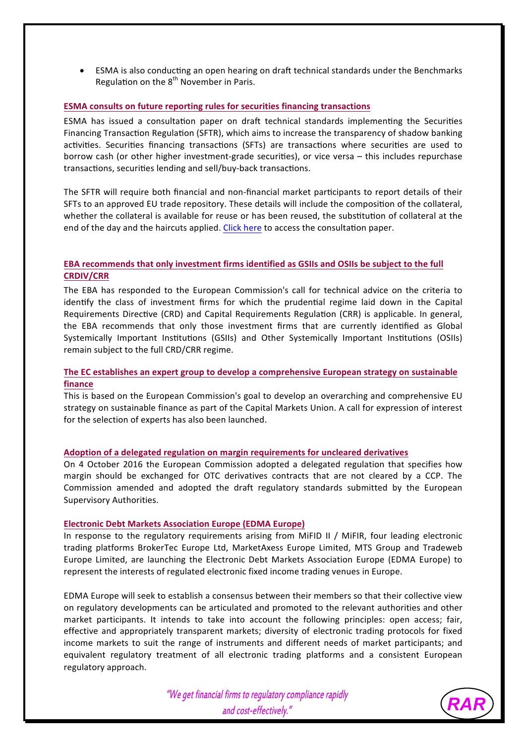- ESMA is also conducting an open hearing on draft technical standards under the Benchmarks Regulation on the 8th November in Paris.

**ESMA consults on future reporting rules for securities financing transactions**

ESMA has issued a consultation paper on draft technical standards implementing the Securities Financing Transaction Regulation (SFTR), which aims to increase the transparency of shadow banking activities. Securities financing transactions (SFTs) are transactions where securities are used to borrow cash (or other higher investment-grade securities), or vice versa – this includes repurchase transactions, securities lending and sell/buy-back transactions.

The SFTR will require both financial and non-financial market participants to report details of their SFTs to an approved EU trade repository. These details will include the composition of the collateral, whether the collateral is available for reuse or has been reused, the substitution of collateral at the end of the day and the haircuts applied. Click here to access the consultation paper.

**EBA recommends that only investment firms identified as GSIIs and OSIIs be subject to the full CRDIV/CRR**

The EBA has responded to the European Commission's call for technical advice on the criteria to identify the class of investment firms for which the prudential regime laid down in the Capital Requirements Directive (CRD) and Capital Requirements Regulation (CRR) is applicable. In general, the EBA recommends that only those investment firms that are currently identified as Global Systemically Important Institutions (GSIIs) and Other Systemically Important Institutions (OSIIs) remain subject to the full CRD/CRR regime.

**The EC establishes an expert group to develop a comprehensive European strategy on sustainable finance**

This is based on the European Commission's goal to develop an overarching and comprehensive EU strategy on sustainable finance as part of the Capital Markets Union. A call for expression of interest for the selection of experts has also been launched.

**Adoption of a delegated regulation on margin requirements for uncleared derivatives**

On 4 October 2016 the European Commission adopted a delegated regulation that specifies how margin should be exchanged for OTC derivatives contracts that are not cleared by a CCP. The Commission amended and adopted the draft regulatory standards submitted by the European Supervisory Authorities.

**Electronic Debt Markets Association Europe (EDMA Europe)**

In response to the regulatory requirements arising from MiFID II / MiFIR, four leading electronic trading platforms BrokerTec Europe Ltd, MarketAxess Europe Limited, MTS Group and Tradeweb Europe Limited, are launching the Electronic Debt Markets Association Europe (EDMA Europe) to represent the interests of regulated electronic fixed income trading venues in Europe.

EDMA Europe will seek to establish a consensus between their members so that their collective view on regulatory developments can be articulated and promoted to the relevant authorities and other market participants. It intends to take into account the following principles: open access; fair, effective and appropriately transparent markets; diversity of electronic trading protocols for fixed income markets to suit the range of instruments and different needs of market participants; and equivalent regulatory treatment of all electronic trading platforms and a consistent European regulatory approach.